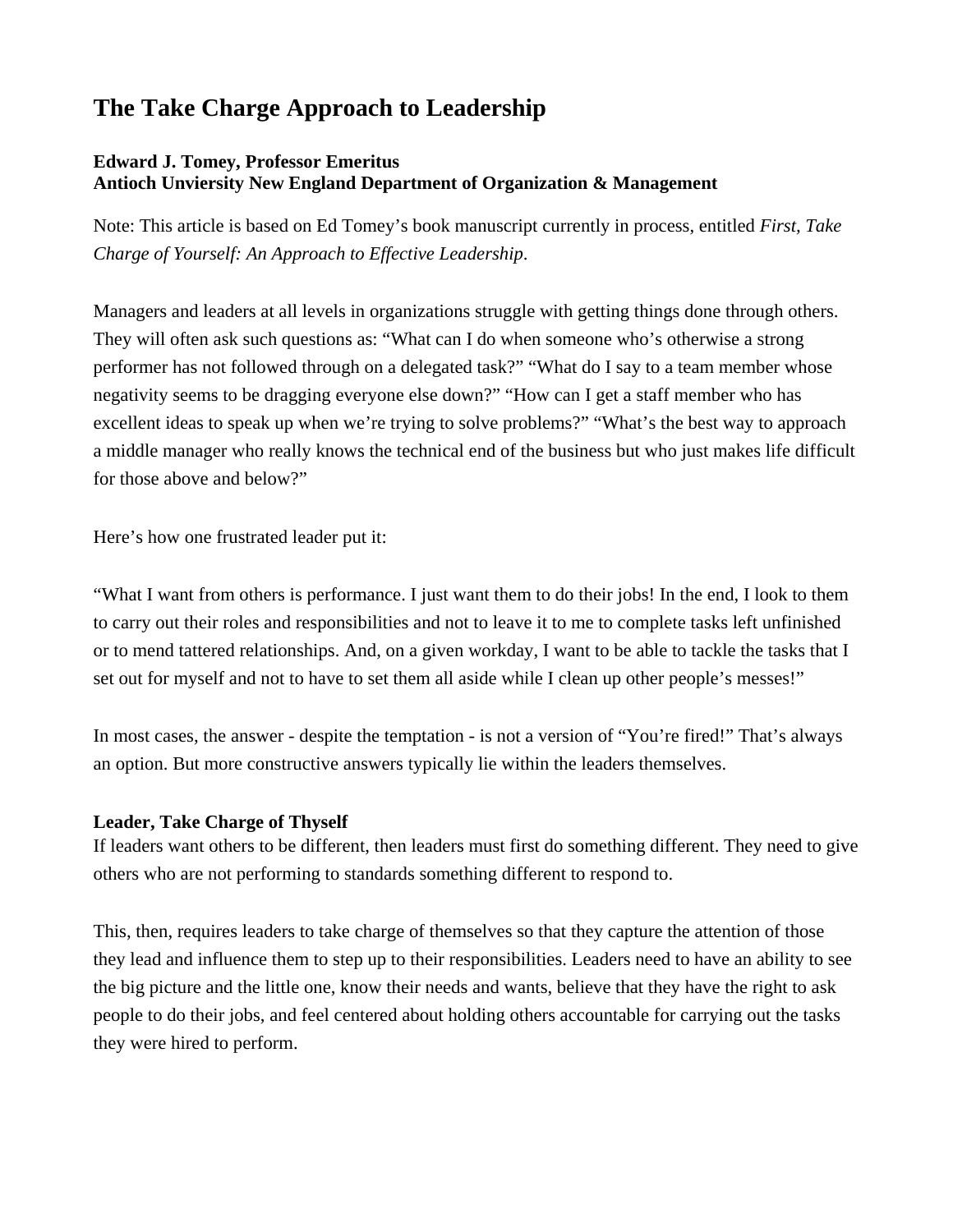# The Take Charge Approach to Leadership

**Edward J. Tomey, Professor Emeritus**
**Antioch Unviersity New England Department of Organization & Management**

Note: This article is based on Ed Tomey's book manuscript currently in process, entitled *First, Take Charge of Yourself: An Approach to Effective Leadership*.

Managers and leaders at all levels in organizations struggle with getting things done through others. They will often ask such questions as: "What can I do when someone who's otherwise a strong performer has not followed through on a delegated task?" "What do I say to a team member whose negativity seems to be dragging everyone else down?" "How can I get a staff member who has excellent ideas to speak up when we're trying to solve problems?" "What's the best way to approach a middle manager who really knows the technical end of the business but who just makes life difficult for those above and below?"

Here's how one frustrated leader put it:

"What I want from others is performance. I just want them to do their jobs! In the end, I look to them to carry out their roles and responsibilities and not to leave it to me to complete tasks left unfinished or to mend tattered relationships. And, on a given workday, I want to be able to tackle the tasks that I set out for myself and not to have to set them all aside while I clean up other people's messes!"

In most cases, the answer - despite the temptation - is not a version of "You're fired!" That's always an option. But more constructive answers typically lie within the leaders themselves.

**Leader, Take Charge of Thyself**

If leaders want others to be different, then leaders must first do something different. They need to give others who are not performing to standards something different to respond to.

This, then, requires leaders to take charge of themselves so that they capture the attention of those they lead and influence them to step up to their responsibilities. Leaders need to have an ability to see the big picture and the little one, know their needs and wants, believe that they have the right to ask people to do their jobs, and feel centered about holding others accountable for carrying out the tasks they were hired to perform.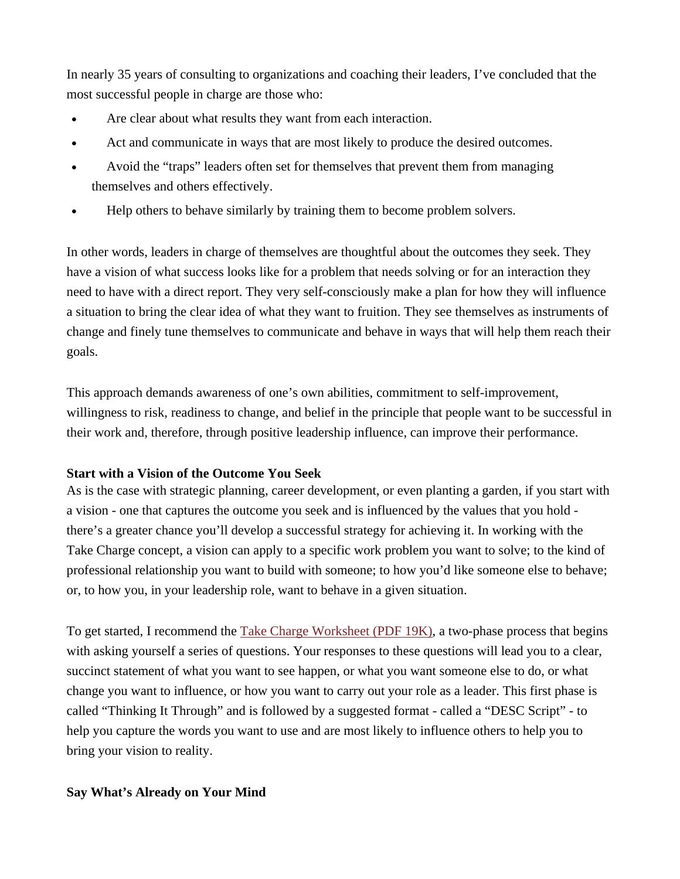In nearly 35 years of consulting to organizations and coaching their leaders, I've concluded that the most successful people in charge are those who:

- Are clear about what results they want from each interaction.
- Act and communicate in ways that are most likely to produce the desired outcomes.
- Avoid the "traps" leaders often set for themselves that prevent them from managing themselves and others effectively.
- Help others to behave similarly by training them to become problem solvers.

In other words, leaders in charge of themselves are thoughtful about the outcomes they seek. They have a vision of what success looks like for a problem that needs solving or for an interaction they need to have with a direct report. They very self-consciously make a plan for how they will influence a situation to bring the clear idea of what they want to fruition. They see themselves as instruments of change and finely tune themselves to communicate and behave in ways that will help them reach their goals.

This approach demands awareness of one's own abilities, commitment to self-improvement, willingness to risk, readiness to change, and belief in the principle that people want to be successful in their work and, therefore, through positive leadership influence, can improve their performance.

**Start with a Vision of the Outcome You Seek**

As is the case with strategic planning, career development, or even planting a garden, if you start with a vision - one that captures the outcome you seek and is influenced by the values that you hold - there's a greater chance you'll develop a successful strategy for achieving it. In working with the Take Charge concept, a vision can apply to a specific work problem you want to solve; to the kind of professional relationship you want to build with someone; to how you'd like someone else to behave; or, to how you, in your leadership role, want to behave in a given situation.

To get started, I recommend the Take Charge Worksheet (PDF 19K), a two-phase process that begins with asking yourself a series of questions. Your responses to these questions will lead you to a clear, succinct statement of what you want to see happen, or what you want someone else to do, or what change you want to influence, or how you want to carry out your role as a leader. This first phase is called "Thinking It Through" and is followed by a suggested format - called a "DESC Script" - to help you capture the words you want to use and are most likely to influence others to help you to bring your vision to reality.

**Say What's Already on Your Mind**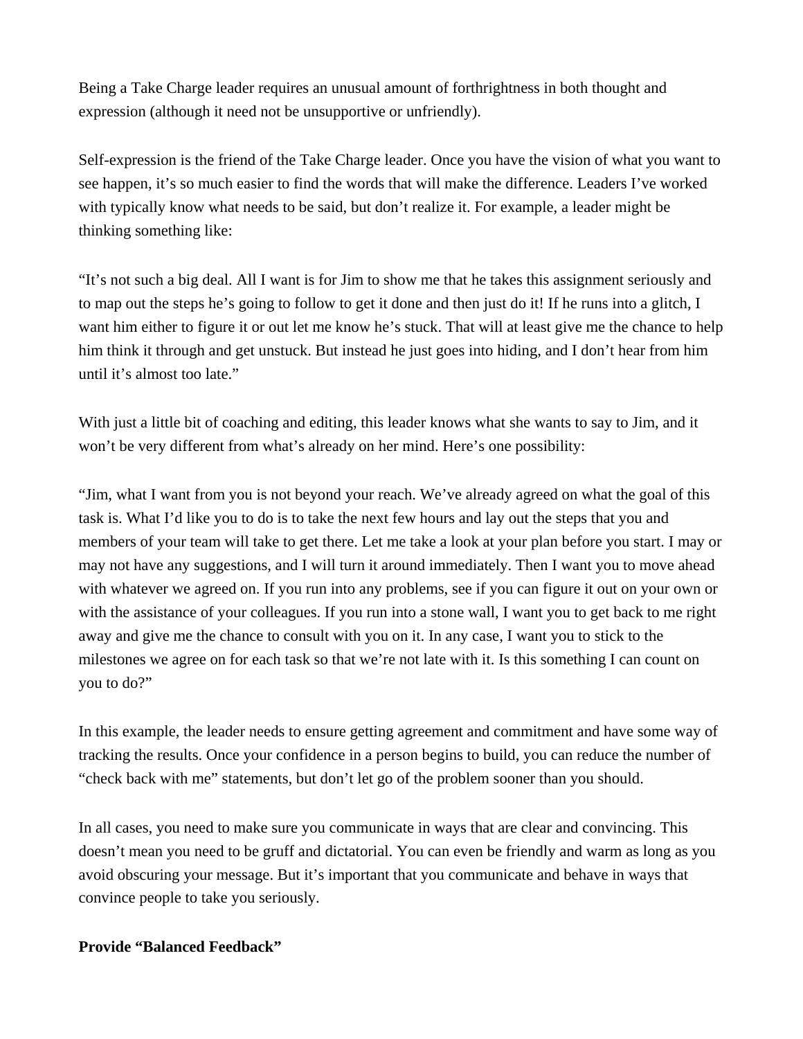Being a Take Charge leader requires an unusual amount of forthrightness in both thought and expression (although it need not be unsupportive or unfriendly).

Self-expression is the friend of the Take Charge leader. Once you have the vision of what you want to see happen, it's so much easier to find the words that will make the difference. Leaders I've worked with typically know what needs to be said, but don't realize it. For example, a leader might be thinking something like:

"It's not such a big deal. All I want is for Jim to show me that he takes this assignment seriously and to map out the steps he's going to follow to get it done and then just do it! If he runs into a glitch, I want him either to figure it or out let me know he's stuck. That will at least give me the chance to help him think it through and get unstuck. But instead he just goes into hiding, and I don't hear from him until it's almost too late."

With just a little bit of coaching and editing, this leader knows what she wants to say to Jim, and it won't be very different from what's already on her mind. Here's one possibility:

"Jim, what I want from you is not beyond your reach. We've already agreed on what the goal of this task is. What I'd like you to do is to take the next few hours and lay out the steps that you and members of your team will take to get there. Let me take a look at your plan before you start. I may or may not have any suggestions, and I will turn it around immediately. Then I want you to move ahead with whatever we agreed on. If you run into any problems, see if you can figure it out on your own or with the assistance of your colleagues. If you run into a stone wall, I want you to get back to me right away and give me the chance to consult with you on it. In any case, I want you to stick to the milestones we agree on for each task so that we're not late with it. Is this something I can count on you to do?"

In this example, the leader needs to ensure getting agreement and commitment and have some way of tracking the results. Once your confidence in a person begins to build, you can reduce the number of "check back with me" statements, but don't let go of the problem sooner than you should.

In all cases, you need to make sure you communicate in ways that are clear and convincing. This doesn't mean you need to be gruff and dictatorial. You can even be friendly and warm as long as you avoid obscuring your message. But it's important that you communicate and behave in ways that convince people to take you seriously.

**Provide "Balanced Feedback"**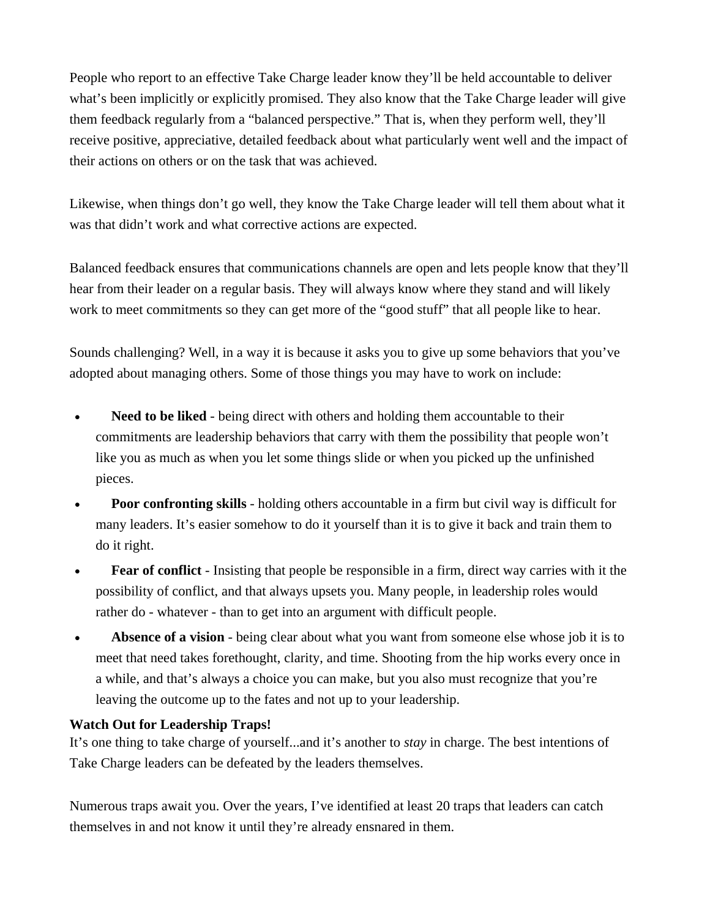People who report to an effective Take Charge leader know they'll be held accountable to deliver what's been implicitly or explicitly promised. They also know that the Take Charge leader will give them feedback regularly from a "balanced perspective." That is, when they perform well, they'll receive positive, appreciative, detailed feedback about what particularly went well and the impact of their actions on others or on the task that was achieved.

Likewise, when things don't go well, they know the Take Charge leader will tell them about what it was that didn't work and what corrective actions are expected.

Balanced feedback ensures that communications channels are open and lets people know that they'll hear from their leader on a regular basis. They will always know where they stand and will likely work to meet commitments so they can get more of the "good stuff" that all people like to hear.

Sounds challenging? Well, in a way it is because it asks you to give up some behaviors that you've adopted about managing others. Some of those things you may have to work on include:

- **Need to be liked** - being direct with others and holding them accountable to their commitments are leadership behaviors that carry with them the possibility that people won't like you as much as when you let some things slide or when you picked up the unfinished pieces.
- **Poor confronting skills** - holding others accountable in a firm but civil way is difficult for many leaders. It's easier somehow to do it yourself than it is to give it back and train them to do it right.
- **Fear of conflict** - Insisting that people be responsible in a firm, direct way carries with it the possibility of conflict, and that always upsets you. Many people, in leadership roles would rather do - whatever - than to get into an argument with difficult people.
- **Absence of a vision** - being clear about what you want from someone else whose job it is to meet that need takes forethought, clarity, and time. Shooting from the hip works every once in a while, and that's always a choice you can make, but you also must recognize that you're leaving the outcome up to the fates and not up to your leadership.

**Watch Out for Leadership Traps!**

It's one thing to take charge of yourself...and it's another to *stay* in charge. The best intentions of Take Charge leaders can be defeated by the leaders themselves.

Numerous traps await you. Over the years, I've identified at least 20 traps that leaders can catch themselves in and not know it until they're already ensnared in them.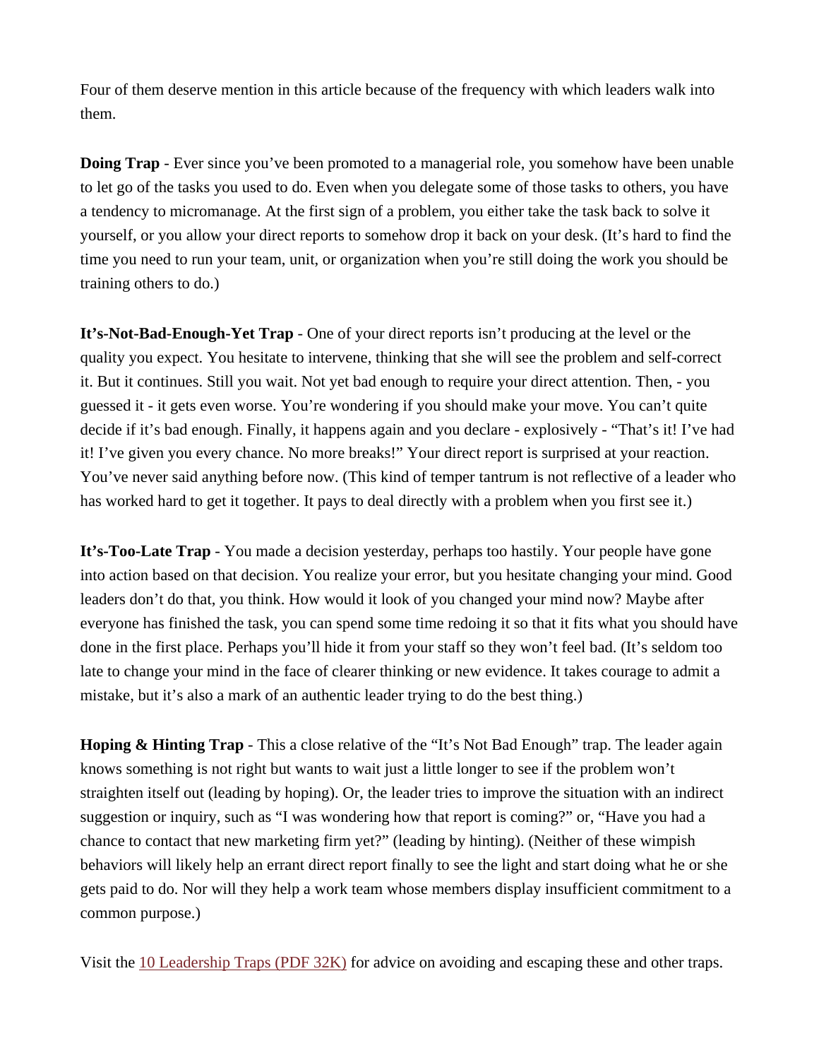Four of them deserve mention in this article because of the frequency with which leaders walk into them.

**Doing Trap** - Ever since you've been promoted to a managerial role, you somehow have been unable to let go of the tasks you used to do. Even when you delegate some of those tasks to others, you have a tendency to micromanage. At the first sign of a problem, you either take the task back to solve it yourself, or you allow your direct reports to somehow drop it back on your desk. (It's hard to find the time you need to run your team, unit, or organization when you're still doing the work you should be training others to do.)

**It's-Not-Bad-Enough-Yet Trap** - One of your direct reports isn't producing at the level or the quality you expect. You hesitate to intervene, thinking that she will see the problem and self-correct it. But it continues. Still you wait. Not yet bad enough to require your direct attention. Then, - you guessed it - it gets even worse. You're wondering if you should make your move. You can't quite decide if it's bad enough. Finally, it happens again and you declare - explosively - "That's it! I've had it! I've given you every chance. No more breaks!" Your direct report is surprised at your reaction. You've never said anything before now. (This kind of temper tantrum is not reflective of a leader who has worked hard to get it together. It pays to deal directly with a problem when you first see it.)

**It's-Too-Late Trap** - You made a decision yesterday, perhaps too hastily. Your people have gone into action based on that decision. You realize your error, but you hesitate changing your mind. Good leaders don't do that, you think. How would it look of you changed your mind now? Maybe after everyone has finished the task, you can spend some time redoing it so that it fits what you should have done in the first place. Perhaps you'll hide it from your staff so they won't feel bad. (It's seldom too late to change your mind in the face of clearer thinking or new evidence. It takes courage to admit a mistake, but it's also a mark of an authentic leader trying to do the best thing.)

**Hoping & Hinting Trap** - This a close relative of the "It's Not Bad Enough" trap. The leader again knows something is not right but wants to wait just a little longer to see if the problem won't straighten itself out (leading by hoping). Or, the leader tries to improve the situation with an indirect suggestion or inquiry, such as "I was wondering how that report is coming?" or, "Have you had a chance to contact that new marketing firm yet?" (leading by hinting). (Neither of these wimpish behaviors will likely help an errant direct report finally to see the light and start doing what he or she gets paid to do. Nor will they help a work team whose members display insufficient commitment to a common purpose.)

Visit the [10 Leadership Traps (PDF 32K)] for advice on avoiding and escaping these and other traps.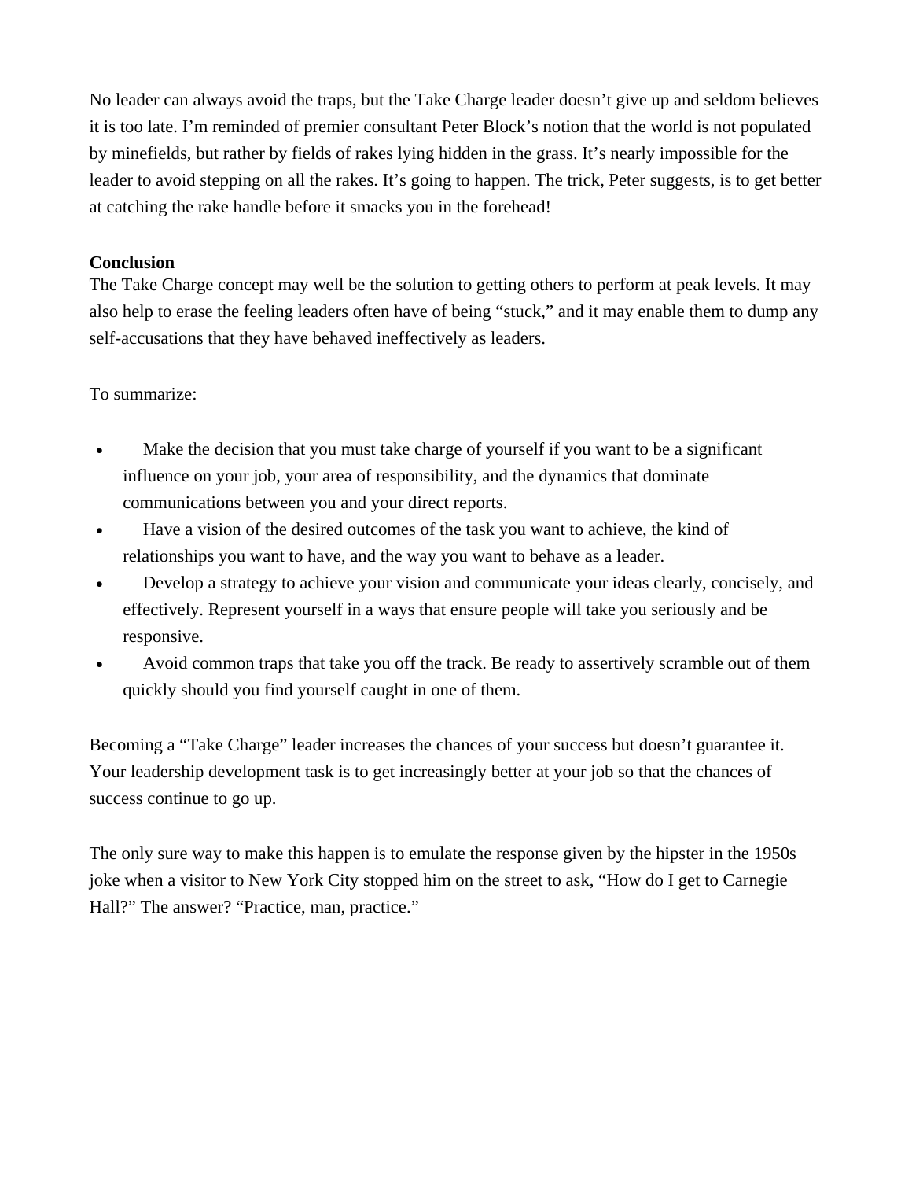No leader can always avoid the traps, but the Take Charge leader doesn't give up and seldom believes it is too late. I'm reminded of premier consultant Peter Block's notion that the world is not populated by minefields, but rather by fields of rakes lying hidden in the grass. It's nearly impossible for the leader to avoid stepping on all the rakes. It's going to happen. The trick, Peter suggests, is to get better at catching the rake handle before it smacks you in the forehead!

**Conclusion**

The Take Charge concept may well be the solution to getting others to perform at peak levels. It may also help to erase the feeling leaders often have of being "stuck," and it may enable them to dump any self-accusations that they have behaved ineffectively as leaders.

To summarize:

- Make the decision that you must take charge of yourself if you want to be a significant influence on your job, your area of responsibility, and the dynamics that dominate communications between you and your direct reports.
- Have a vision of the desired outcomes of the task you want to achieve, the kind of relationships you want to have, and the way you want to behave as a leader.
- Develop a strategy to achieve your vision and communicate your ideas clearly, concisely, and effectively. Represent yourself in a ways that ensure people will take you seriously and be responsive.
- Avoid common traps that take you off the track. Be ready to assertively scramble out of them quickly should you find yourself caught in one of them.

Becoming a "Take Charge" leader increases the chances of your success but doesn't guarantee it. Your leadership development task is to get increasingly better at your job so that the chances of success continue to go up.

The only sure way to make this happen is to emulate the response given by the hipster in the 1950s joke when a visitor to New York City stopped him on the street to ask, "How do I get to Carnegie Hall?" The answer? "Practice, man, practice."